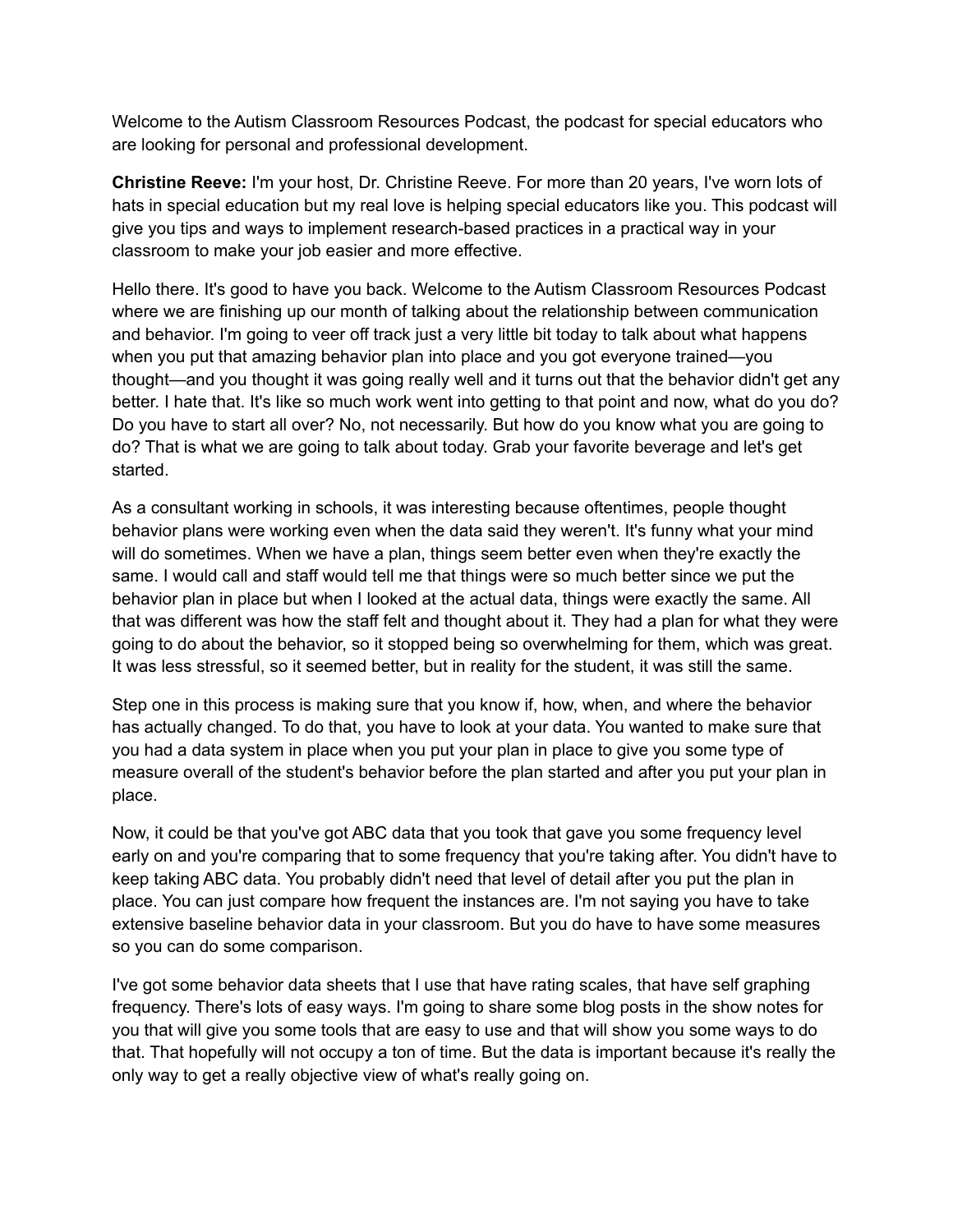Welcome to the Autism Classroom Resources Podcast, the podcast for special educators who are looking for personal and professional development.

**Christine Reeve:** I'm your host, Dr. Christine Reeve. For more than 20 years, I've worn lots of hats in special education but my real love is helping special educators like you. This podcast will give you tips and ways to implement research-based practices in a practical way in your classroom to make your job easier and more effective.

Hello there. It's good to have you back. Welcome to the Autism Classroom Resources Podcast where we are finishing up our month of talking about the relationship between communication and behavior. I'm going to veer off track just a very little bit today to talk about what happens when you put that amazing behavior plan into place and you got everyone trained—you thought—and you thought it was going really well and it turns out that the behavior didn't get any better. I hate that. It's like so much work went into getting to that point and now, what do you do? Do you have to start all over? No, not necessarily. But how do you know what you are going to do? That is what we are going to talk about today. Grab your favorite beverage and let's get started.

As a consultant working in schools, it was interesting because oftentimes, people thought behavior plans were working even when the data said they weren't. It's funny what your mind will do sometimes. When we have a plan, things seem better even when they're exactly the same. I would call and staff would tell me that things were so much better since we put the behavior plan in place but when I looked at the actual data, things were exactly the same. All that was different was how the staff felt and thought about it. They had a plan for what they were going to do about the behavior, so it stopped being so overwhelming for them, which was great. It was less stressful, so it seemed better, but in reality for the student, it was still the same.

Step one in this process is making sure that you know if, how, when, and where the behavior has actually changed. To do that, you have to look at your data. You wanted to make sure that you had a data system in place when you put your plan in place to give you some type of measure overall of the student's behavior before the plan started and after you put your plan in place.

Now, it could be that you've got ABC data that you took that gave you some frequency level early on and you're comparing that to some frequency that you're taking after. You didn't have to keep taking ABC data. You probably didn't need that level of detail after you put the plan in place. You can just compare how frequent the instances are. I'm not saying you have to take extensive baseline behavior data in your classroom. But you do have to have some measures so you can do some comparison.

I've got some behavior data sheets that I use that have rating scales, that have self graphing frequency. There's lots of easy ways. I'm going to share some blog posts in the show notes for you that will give you some tools that are easy to use and that will show you some ways to do that. That hopefully will not occupy a ton of time. But the data is important because it's really the only way to get a really objective view of what's really going on.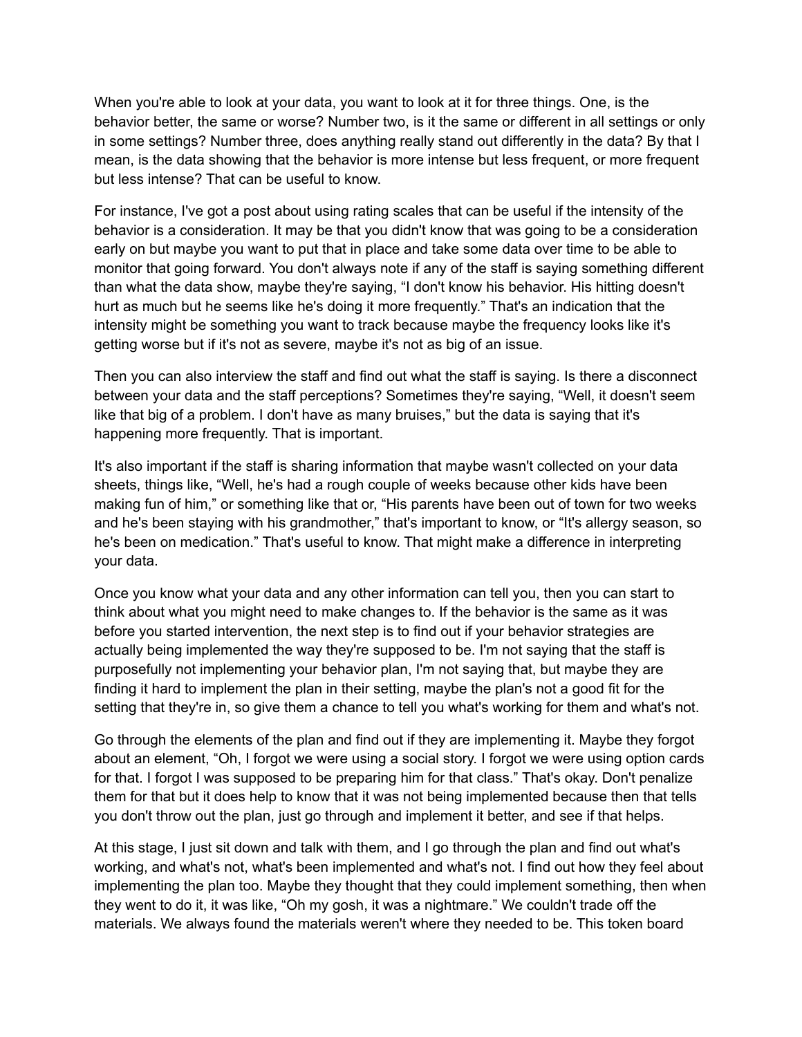When you're able to look at your data, you want to look at it for three things. One, is the behavior better, the same or worse? Number two, is it the same or different in all settings or only in some settings? Number three, does anything really stand out differently in the data? By that I mean, is the data showing that the behavior is more intense but less frequent, or more frequent but less intense? That can be useful to know.

For instance, I've got a post about using rating scales that can be useful if the intensity of the behavior is a consideration. It may be that you didn't know that was going to be a consideration early on but maybe you want to put that in place and take some data over time to be able to monitor that going forward. You don't always note if any of the staff is saying something different than what the data show, maybe they're saying, "I don't know his behavior. His hitting doesn't hurt as much but he seems like he's doing it more frequently." That's an indication that the intensity might be something you want to track because maybe the frequency looks like it's getting worse but if it's not as severe, maybe it's not as big of an issue.

Then you can also interview the staff and find out what the staff is saying. Is there a disconnect between your data and the staff perceptions? Sometimes they're saying, "Well, it doesn't seem like that big of a problem. I don't have as many bruises," but the data is saying that it's happening more frequently. That is important.

It's also important if the staff is sharing information that maybe wasn't collected on your data sheets, things like, "Well, he's had a rough couple of weeks because other kids have been making fun of him," or something like that or, "His parents have been out of town for two weeks and he's been staying with his grandmother," that's important to know, or "It's allergy season, so he's been on medication." That's useful to know. That might make a difference in interpreting your data.

Once you know what your data and any other information can tell you, then you can start to think about what you might need to make changes to. If the behavior is the same as it was before you started intervention, the next step is to find out if your behavior strategies are actually being implemented the way they're supposed to be. I'm not saying that the staff is purposefully not implementing your behavior plan, I'm not saying that, but maybe they are finding it hard to implement the plan in their setting, maybe the plan's not a good fit for the setting that they're in, so give them a chance to tell you what's working for them and what's not.

Go through the elements of the plan and find out if they are implementing it. Maybe they forgot about an element, "Oh, I forgot we were using a social story. I forgot we were using option cards for that. I forgot I was supposed to be preparing him for that class." That's okay. Don't penalize them for that but it does help to know that it was not being implemented because then that tells you don't throw out the plan, just go through and implement it better, and see if that helps.

At this stage, I just sit down and talk with them, and I go through the plan and find out what's working, and what's not, what's been implemented and what's not. I find out how they feel about implementing the plan too. Maybe they thought that they could implement something, then when they went to do it, it was like, "Oh my gosh, it was a nightmare." We couldn't trade off the materials. We always found the materials weren't where they needed to be. This token board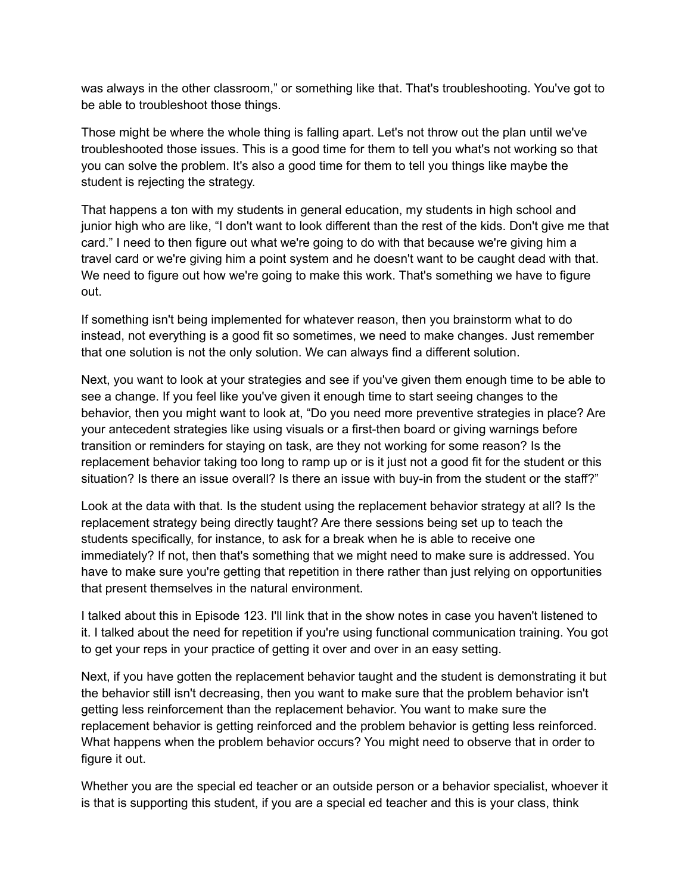was always in the other classroom," or something like that. That's troubleshooting. You've got to be able to troubleshoot those things.

Those might be where the whole thing is falling apart. Let's not throw out the plan until we've troubleshooted those issues. This is a good time for them to tell you what's not working so that you can solve the problem. It's also a good time for them to tell you things like maybe the student is rejecting the strategy.

That happens a ton with my students in general education, my students in high school and junior high who are like, "I don't want to look different than the rest of the kids. Don't give me that card." I need to then figure out what we're going to do with that because we're giving him a travel card or we're giving him a point system and he doesn't want to be caught dead with that. We need to figure out how we're going to make this work. That's something we have to figure out.

If something isn't being implemented for whatever reason, then you brainstorm what to do instead, not everything is a good fit so sometimes, we need to make changes. Just remember that one solution is not the only solution. We can always find a different solution.

Next, you want to look at your strategies and see if you've given them enough time to be able to see a change. If you feel like you've given it enough time to start seeing changes to the behavior, then you might want to look at, "Do you need more preventive strategies in place? Are your antecedent strategies like using visuals or a first-then board or giving warnings before transition or reminders for staying on task, are they not working for some reason? Is the replacement behavior taking too long to ramp up or is it just not a good fit for the student or this situation? Is there an issue overall? Is there an issue with buy-in from the student or the staff?"

Look at the data with that. Is the student using the replacement behavior strategy at all? Is the replacement strategy being directly taught? Are there sessions being set up to teach the students specifically, for instance, to ask for a break when he is able to receive one immediately? If not, then that's something that we might need to make sure is addressed. You have to make sure you're getting that repetition in there rather than just relying on opportunities that present themselves in the natural environment.

I talked about this in Episode 123. I'll link that in the show notes in case you haven't listened to it. I talked about the need for repetition if you're using functional communication training. You got to get your reps in your practice of getting it over and over in an easy setting.

Next, if you have gotten the replacement behavior taught and the student is demonstrating it but the behavior still isn't decreasing, then you want to make sure that the problem behavior isn't getting less reinforcement than the replacement behavior. You want to make sure the replacement behavior is getting reinforced and the problem behavior is getting less reinforced. What happens when the problem behavior occurs? You might need to observe that in order to figure it out.

Whether you are the special ed teacher or an outside person or a behavior specialist, whoever it is that is supporting this student, if you are a special ed teacher and this is your class, think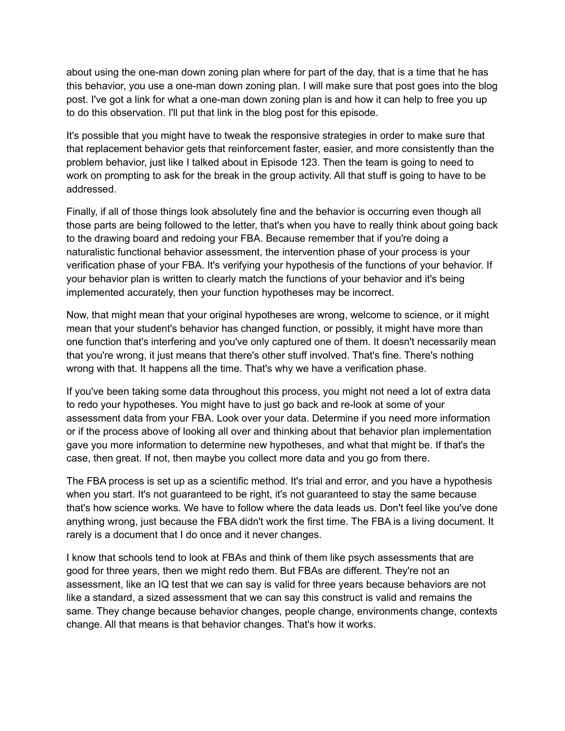about using the one-man down zoning plan where for part of the day, that is a time that he has this behavior, you use a one-man down zoning plan. I will make sure that post goes into the blog post. I've got a link for what a one-man down zoning plan is and how it can help to free you up to do this observation. I'll put that link in the blog post for this episode.

It's possible that you might have to tweak the responsive strategies in order to make sure that that replacement behavior gets that reinforcement faster, easier, and more consistently than the problem behavior, just like I talked about in Episode 123. Then the team is going to need to work on prompting to ask for the break in the group activity. All that stuff is going to have to be addressed.

Finally, if all of those things look absolutely fine and the behavior is occurring even though all those parts are being followed to the letter, that's when you have to really think about going back to the drawing board and redoing your FBA. Because remember that if you're doing a naturalistic functional behavior assessment, the intervention phase of your process is your verification phase of your FBA. It's verifying your hypothesis of the functions of your behavior. If your behavior plan is written to clearly match the functions of your behavior and it's being implemented accurately, then your function hypotheses may be incorrect.

Now, that might mean that your original hypotheses are wrong, welcome to science, or it might mean that your student's behavior has changed function, or possibly, it might have more than one function that's interfering and you've only captured one of them. It doesn't necessarily mean that you're wrong, it just means that there's other stuff involved. That's fine. There's nothing wrong with that. It happens all the time. That's why we have a verification phase.

If you've been taking some data throughout this process, you might not need a lot of extra data to redo your hypotheses. You might have to just go back and re-look at some of your assessment data from your FBA. Look over your data. Determine if you need more information or if the process above of looking all over and thinking about that behavior plan implementation gave you more information to determine new hypotheses, and what that might be. If that's the case, then great. If not, then maybe you collect more data and you go from there.

The FBA process is set up as a scientific method. It's trial and error, and you have a hypothesis when you start. It's not guaranteed to be right, it's not guaranteed to stay the same because that's how science works. We have to follow where the data leads us. Don't feel like you've done anything wrong, just because the FBA didn't work the first time. The FBA is a living document. It rarely is a document that I do once and it never changes.

I know that schools tend to look at FBAs and think of them like psych assessments that are good for three years, then we might redo them. But FBAs are different. They're not an assessment, like an IQ test that we can say is valid for three years because behaviors are not like a standard, a sized assessment that we can say this construct is valid and remains the same. They change because behavior changes, people change, environments change, contexts change. All that means is that behavior changes. That's how it works.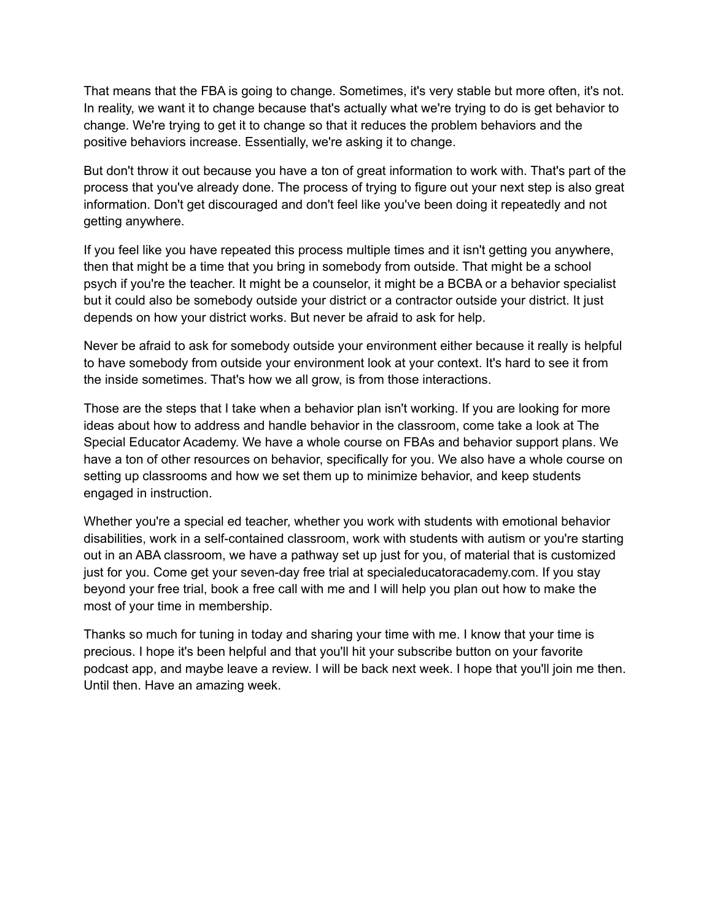That means that the FBA is going to change. Sometimes, it's very stable but more often, it's not. In reality, we want it to change because that's actually what we're trying to do is get behavior to change. We're trying to get it to change so that it reduces the problem behaviors and the positive behaviors increase. Essentially, we're asking it to change.

But don't throw it out because you have a ton of great information to work with. That's part of the process that you've already done. The process of trying to figure out your next step is also great information. Don't get discouraged and don't feel like you've been doing it repeatedly and not getting anywhere.

If you feel like you have repeated this process multiple times and it isn't getting you anywhere, then that might be a time that you bring in somebody from outside. That might be a school psych if you're the teacher. It might be a counselor, it might be a BCBA or a behavior specialist but it could also be somebody outside your district or a contractor outside your district. It just depends on how your district works. But never be afraid to ask for help.

Never be afraid to ask for somebody outside your environment either because it really is helpful to have somebody from outside your environment look at your context. It's hard to see it from the inside sometimes. That's how we all grow, is from those interactions.

Those are the steps that I take when a behavior plan isn't working. If you are looking for more ideas about how to address and handle behavior in the classroom, come take a look at The Special Educator Academy. We have a whole course on FBAs and behavior support plans. We have a ton of other resources on behavior, specifically for you. We also have a whole course on setting up classrooms and how we set them up to minimize behavior, and keep students engaged in instruction.

Whether you're a special ed teacher, whether you work with students with emotional behavior disabilities, work in a self-contained classroom, work with students with autism or you're starting out in an ABA classroom, we have a pathway set up just for you, of material that is customized just for you. Come get your seven-day free trial at specialeducatoracademy.com. If you stay beyond your free trial, book a free call with me and I will help you plan out how to make the most of your time in membership.

Thanks so much for tuning in today and sharing your time with me. I know that your time is precious. I hope it's been helpful and that you'll hit your subscribe button on your favorite podcast app, and maybe leave a review. I will be back next week. I hope that you'll join me then. Until then. Have an amazing week.